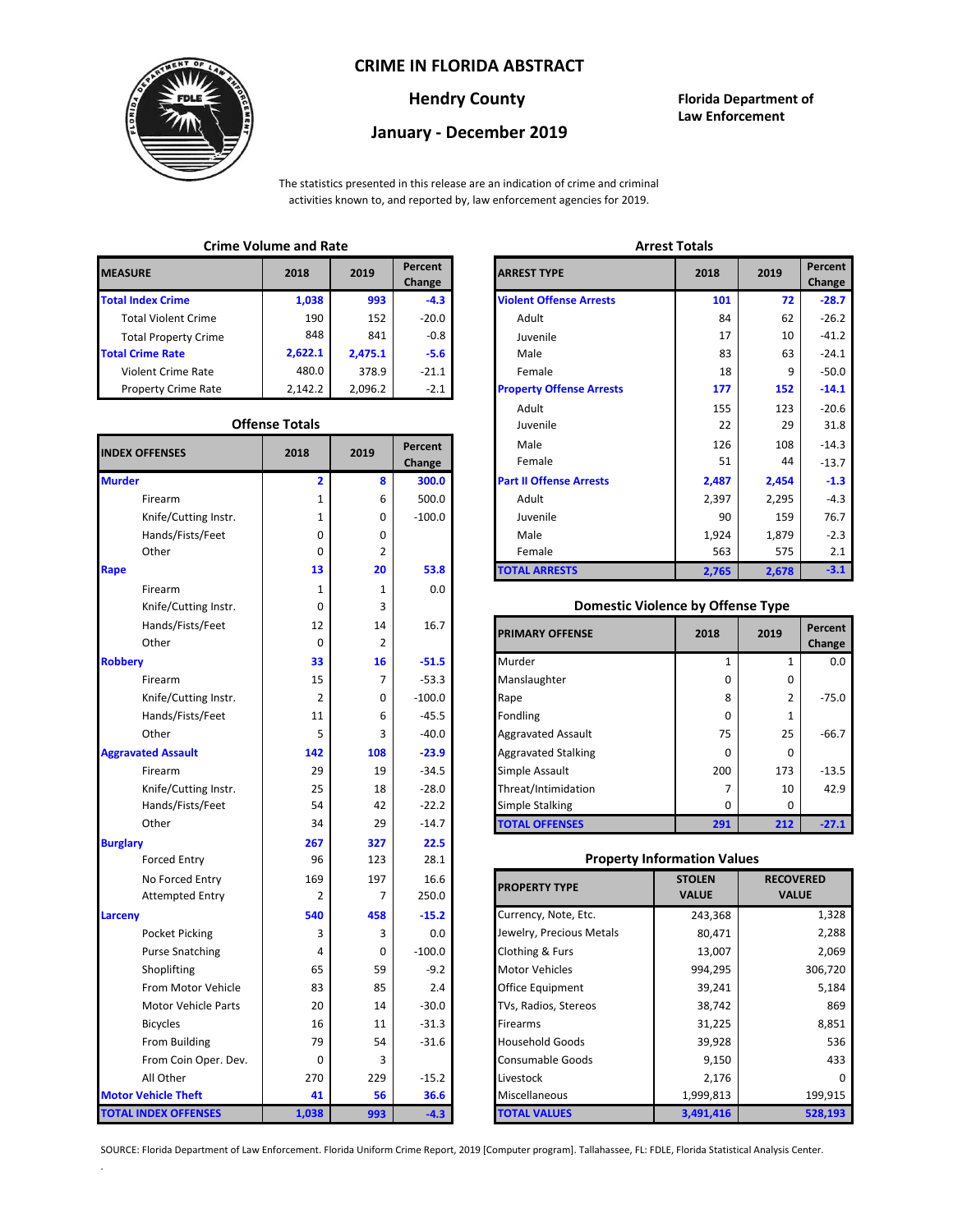# CRIME IN FLORIDA ABSTRACT

## Hendry County

## January - December 2019

**Florida Department of Law Enforcement**

The statistics presented in this release are an indication of crime and criminal activities known to, and reported by, law enforcement agencies for 2019.

### Crime Volume and Rate

| MEASURE | 2018 | 2019 | Percent Change |
|---|---|---|---|
| **Total Index Crime** | **1,038** | **993** | **-4.3** |
| Total Violent Crime | 190 | 152 | -20.0 |
| Total Property Crime | 848 | 841 | -0.8 |
| **Total Crime Rate** | **2,622.1** | **2,475.1** | **-5.6** |
| Violent Crime Rate | 480.0 | 378.9 | -21.1 |
| Property Crime Rate | 2,142.2 | 2,096.2 | -2.1 |

### Offense Totals

| INDEX OFFENSES | 2018 | 2019 | Percent Change |
|---|---|---|---|
| **Murder** | **2** | **8** | **300.0** |
| Firearm | 1 | 6 | 500.0 |
| Knife/Cutting Instr. | 1 | 0 | -100.0 |
| Hands/Fists/Feet | 0 | 0 | |
| Other | 0 | 2 | |
| **Rape** | **13** | **20** | **53.8** |
| Firearm | 1 | 1 | 0.0 |
| Knife/Cutting Instr. | 0 | 3 | |
| Hands/Fists/Feet | 12 | 14 | 16.7 |
| Other | 0 | 2 | |
| **Robbery** | **33** | **16** | **-51.5** |
| Firearm | 15 | 7 | -53.3 |
| Knife/Cutting Instr. | 2 | 0 | -100.0 |
| Hands/Fists/Feet | 11 | 6 | -45.5 |
| Other | 5 | 3 | -40.0 |
| **Aggravated Assault** | **142** | **108** | **-23.9** |
| Firearm | 29 | 19 | -34.5 |
| Knife/Cutting Instr. | 25 | 18 | -28.0 |
| Hands/Fists/Feet | 54 | 42 | -22.2 |
| Other | 34 | 29 | -14.7 |
| **Burglary** | **267** | **327** | **22.5** |
| Forced Entry | 96 | 123 | 28.1 |
| No Forced Entry | 169 | 197 | 16.6 |
| Attempted Entry | 2 | 7 | 250.0 |
| **Larceny** | **540** | **458** | **-15.2** |
| Pocket Picking | 3 | 3 | 0.0 |
| Purse Snatching | 4 | 0 | -100.0 |
| Shoplifting | 65 | 59 | -9.2 |
| From Motor Vehicle | 83 | 85 | 2.4 |
| Motor Vehicle Parts | 20 | 14 | -30.0 |
| Bicycles | 16 | 11 | -31.3 |
| From Building | 79 | 54 | -31.6 |
| From Coin Oper. Dev. | 0 | 3 | |
| All Other | 270 | 229 | -15.2 |
| **Motor Vehicle Theft** | **41** | **56** | **36.6** |
| **TOTAL INDEX OFFENSES** | **1,038** | **993** | **-4.3** |

### Arrest Totals

| ARREST TYPE | 2018 | 2019 | Percent Change |
|---|---|---|---|
| **Violent Offense Arrests** | **101** | **72** | **-28.7** |
| Adult | 84 | 62 | -26.2 |
| Juvenile | 17 | 10 | -41.2 |
| Male | 83 | 63 | -24.1 |
| Female | 18 | 9 | -50.0 |
| **Property Offense Arrests** | **177** | **152** | **-14.1** |
| Adult | 155 | 123 | -20.6 |
| Juvenile | 22 | 29 | 31.8 |
| Male | 126 | 108 | -14.3 |
| Female | 51 | 44 | -13.7 |
| **Part II Offense Arrests** | **2,487** | **2,454** | **-1.3** |
| Adult | 2,397 | 2,295 | -4.3 |
| Juvenile | 90 | 159 | 76.7 |
| Male | 1,924 | 1,879 | -2.3 |
| Female | 563 | 575 | 2.1 |
| **TOTAL ARRESTS** | **2,765** | **2,678** | **-3.1** |

### Domestic Violence by Offense Type

| PRIMARY OFFENSE | 2018 | 2019 | Percent Change |
|---|---|---|---|
| Murder | 1 | 1 | 0.0 |
| Manslaughter | 0 | 0 | |
| Rape | 8 | 2 | -75.0 |
| Fondling | 0 | 1 | |
| Aggravated Assault | 75 | 25 | -66.7 |
| Aggravated Stalking | 0 | 0 | |
| Simple Assault | 200 | 173 | -13.5 |
| Threat/Intimidation | 7 | 10 | 42.9 |
| Simple Stalking | 0 | 0 | |
| **TOTAL OFFENSES** | **291** | **212** | **-27.1** |

### Property Information Values

| PROPERTY TYPE | STOLEN VALUE | RECOVERED VALUE |
|---|---|---|
| Currency, Note, Etc. | 243,368 | 1,328 |
| Jewelry, Precious Metals | 80,471 | 2,288 |
| Clothing & Furs | 13,007 | 2,069 |
| Motor Vehicles | 994,295 | 306,720 |
| Office Equipment | 39,241 | 5,184 |
| TVs, Radios, Stereos | 38,742 | 869 |
| Firearms | 31,225 | 8,851 |
| Household Goods | 39,928 | 536 |
| Consumable Goods | 9,150 | 433 |
| Livestock | 2,176 | 0 |
| Miscellaneous | 1,999,813 | 199,915 |
| **TOTAL VALUES** | **3,491,416** | **528,193** |

SOURCE: Florida Department of Law Enforcement. Florida Uniform Crime Report, 2019 [Computer program]. Tallahassee, FL: FDLE, Florida Statistical Analysis Center.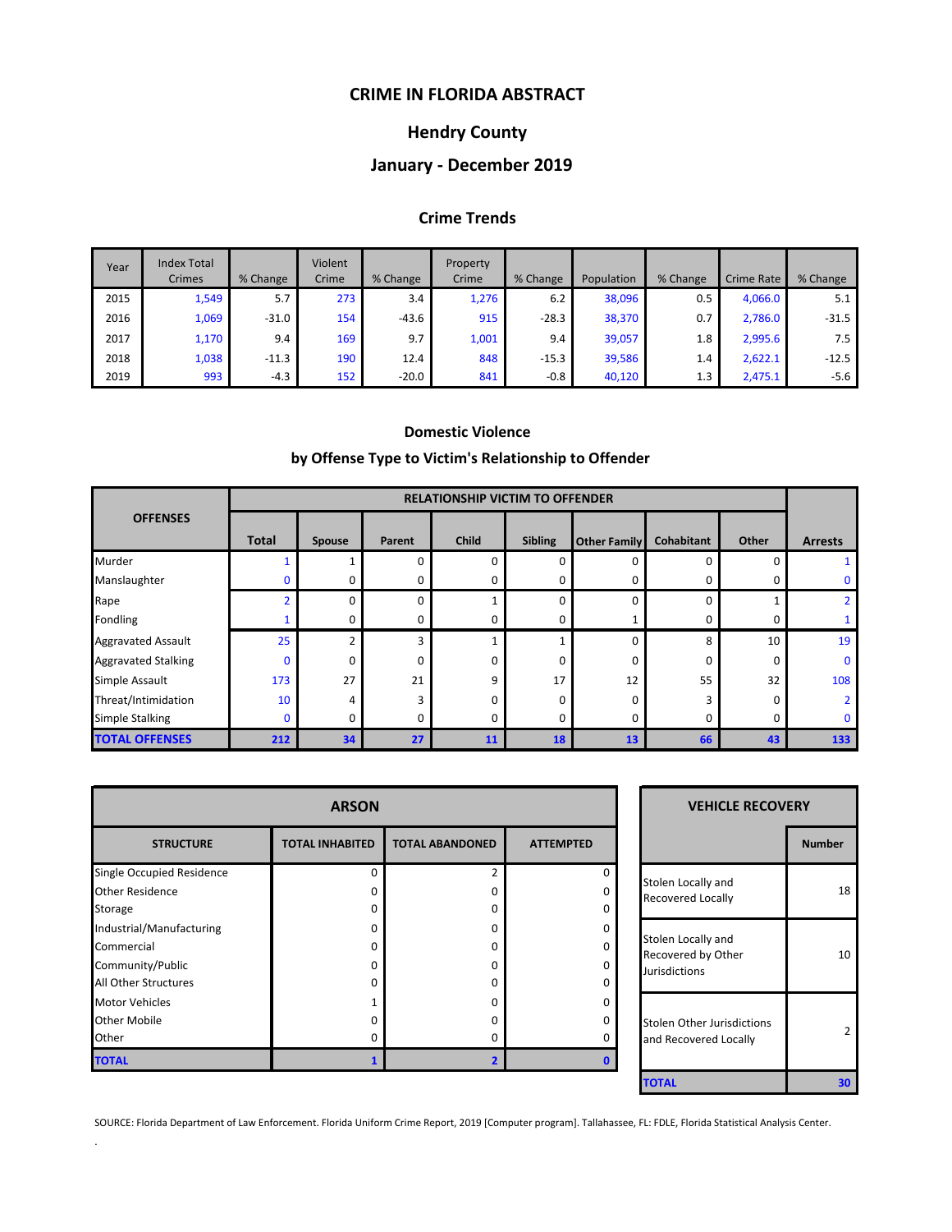# CRIME IN FLORIDA ABSTRACT

## Hendry County

## January - December 2019

### Crime Trends

| Year | Index Total Crimes | % Change | Violent Crime | % Change | Property Crime | % Change | Population | % Change | Crime Rate | % Change |
|---|---|---|---|---|---|---|---|---|---|---|
| 2015 | 1,549 | 5.7 | 273 | 3.4 | 1,276 | 6.2 | 38,096 | 0.5 | 4,066.0 | 5.1 |
| 2016 | 1,069 | -31.0 | 154 | -43.6 | 915 | -28.3 | 38,370 | 0.7 | 2,786.0 | -31.5 |
| 2017 | 1,170 | 9.4 | 169 | 9.7 | 1,001 | 9.4 | 39,057 | 1.8 | 2,995.6 | 7.5 |
| 2018 | 1,038 | -11.3 | 190 | 12.4 | 848 | -15.3 | 39,586 | 1.4 | 2,622.1 | -12.5 |
| 2019 | 993 | -4.3 | 152 | -20.0 | 841 | -0.8 | 40,120 | 1.3 | 2,475.1 | -5.6 |

### Domestic Violence

### by Offense Type to Victim's Relationship to Offender

| OFFENSES | RELATIONSHIP VICTIM TO OFFENDER | | | | | | | | Arrests |
|---|---|---|---|---|---|---|---|---|---|
| | Total | Spouse | Parent | Child | Sibling | Other Family | Cohabitant | Other | |
| Murder | 1 | 1 | 0 | 0 | 0 | 0 | 0 | 0 | 1 |
| Manslaughter | 0 | 0 | 0 | 0 | 0 | 0 | 0 | 0 | 0 |
| Rape | 2 | 0 | 0 | 1 | 0 | 0 | 0 | 1 | 2 |
| Fondling | 1 | 0 | 0 | 0 | 0 | 1 | 0 | 0 | 1 |
| Aggravated Assault | 25 | 2 | 3 | 1 | 1 | 0 | 8 | 10 | 19 |
| Aggravated Stalking | 0 | 0 | 0 | 0 | 0 | 0 | 0 | 0 | 0 |
| Simple Assault | 173 | 27 | 21 | 9 | 17 | 12 | 55 | 32 | 108 |
| Threat/Intimidation | 10 | 4 | 3 | 0 | 0 | 0 | 3 | 0 | 2 |
| Simple Stalking | 0 | 0 | 0 | 0 | 0 | 0 | 0 | 0 | 0 |
| **TOTAL OFFENSES** | **212** | **34** | **27** | **11** | **18** | **13** | **66** | **43** | **133** |

### ARSON

| STRUCTURE | TOTAL INHABITED | TOTAL ABANDONED | ATTEMPTED |
|---|---|---|---|
| Single Occupied Residence | 0 | 2 | 0 |
| Other Residence | 0 | 0 | 0 |
| Storage | 0 | 0 | 0 |
| Industrial/Manufacturing | 0 | 0 | 0 |
| Commercial | 0 | 0 | 0 |
| Community/Public | 0 | 0 | 0 |
| All Other Structures | 0 | 0 | 0 |
| Motor Vehicles | 1 | 0 | 0 |
| Other Mobile | 0 | 0 | 0 |
| Other | 0 | 0 | 0 |
| **TOTAL** | **1** | **2** | **0** |

### VEHICLE RECOVERY

| | Number |
|---|---|
| Stolen Locally and Recovered Locally | 18 |
| Stolen Locally and Recovered by Other Jurisdictions | 10 |
| Stolen Other Jurisdictions and Recovered Locally | 2 |
| **TOTAL** | **30** |

SOURCE: Florida Department of Law Enforcement. Florida Uniform Crime Report, 2019 [Computer program]. Tallahassee, FL: FDLE, Florida Statistical Analysis Center.